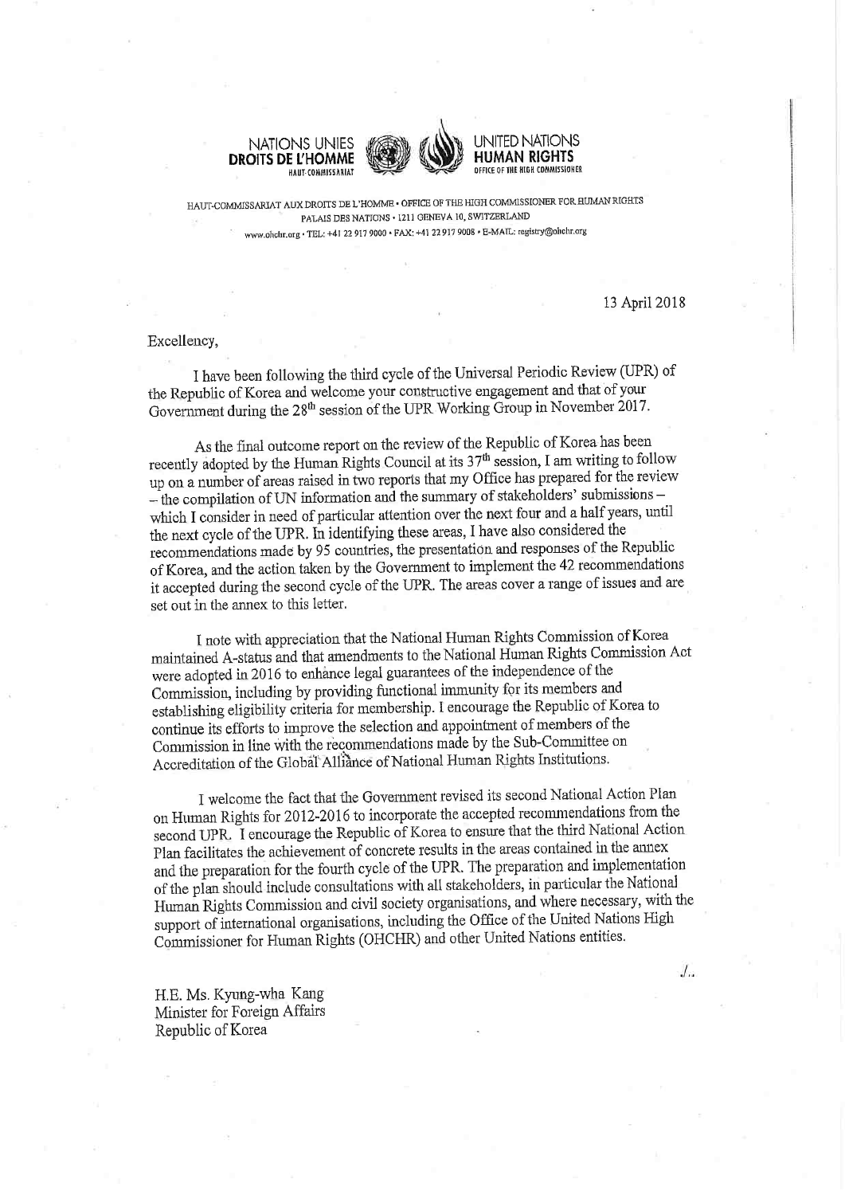NATIONS UNIES
**DROITS DE L'HOMME**
HAUT-COMMISSARIAT

UNITED NATIONS
**HUMAN RIGHTS**
OFFICE OF THE HIGH COMMISSIONER

HAUT-COMMISSARIAT AUX DROITS DE L'HOMME • OFFICE OF THE HIGH COMMISSIONER FOR HUMAN RIGHTS
PALAIS DES NATIONS • 1211 GENEVA 10, SWITZERLAND
www.ohchr.org • TEL: +41 22 917 9000 • FAX: +41 22 917 9008 • E-MAIL: registry@ohchr.org

13 April 2018

Excellency,

I have been following the third cycle of the Universal Periodic Review (UPR) of the Republic of Korea and welcome your constructive engagement and that of your Government during the 28th session of the UPR Working Group in November 2017.

As the final outcome report on the review of the Republic of Korea has been recently adopted by the Human Rights Council at its 37th session, I am writing to follow up on a number of areas raised in two reports that my Office has prepared for the review – the compilation of UN information and the summary of stakeholders' submissions – which I consider in need of particular attention over the next four and a half years, until the next cycle of the UPR. In identifying these areas, I have also considered the recommendations made by 95 countries, the presentation and responses of the Republic of Korea, and the action taken by the Government to implement the 42 recommendations it accepted during the second cycle of the UPR. The areas cover a range of issues and are set out in the annex to this letter.

I note with appreciation that the National Human Rights Commission of Korea maintained A-status and that amendments to the National Human Rights Commission Act were adopted in 2016 to enhance legal guarantees of the independence of the Commission, including by providing functional immunity for its members and establishing eligibility criteria for membership. I encourage the Republic of Korea to continue its efforts to improve the selection and appointment of members of the Commission in line with the recommendations made by the Sub-Committee on Accreditation of the Global Alliance of National Human Rights Institutions.

I welcome the fact that the Government revised its second National Action Plan on Human Rights for 2012-2016 to incorporate the accepted recommendations from the second UPR. I encourage the Republic of Korea to ensure that the third National Action Plan facilitates the achievement of concrete results in the areas contained in the annex and the preparation for the fourth cycle of the UPR. The preparation and implementation of the plan should include consultations with all stakeholders, in particular the National Human Rights Commission and civil society organisations, and where necessary, with the support of international organisations, including the Office of the United Nations High Commissioner for Human Rights (OHCHR) and other United Nations entities.

./..

H.E. Ms. Kyung-wha Kang
Minister for Foreign Affairs
Republic of Korea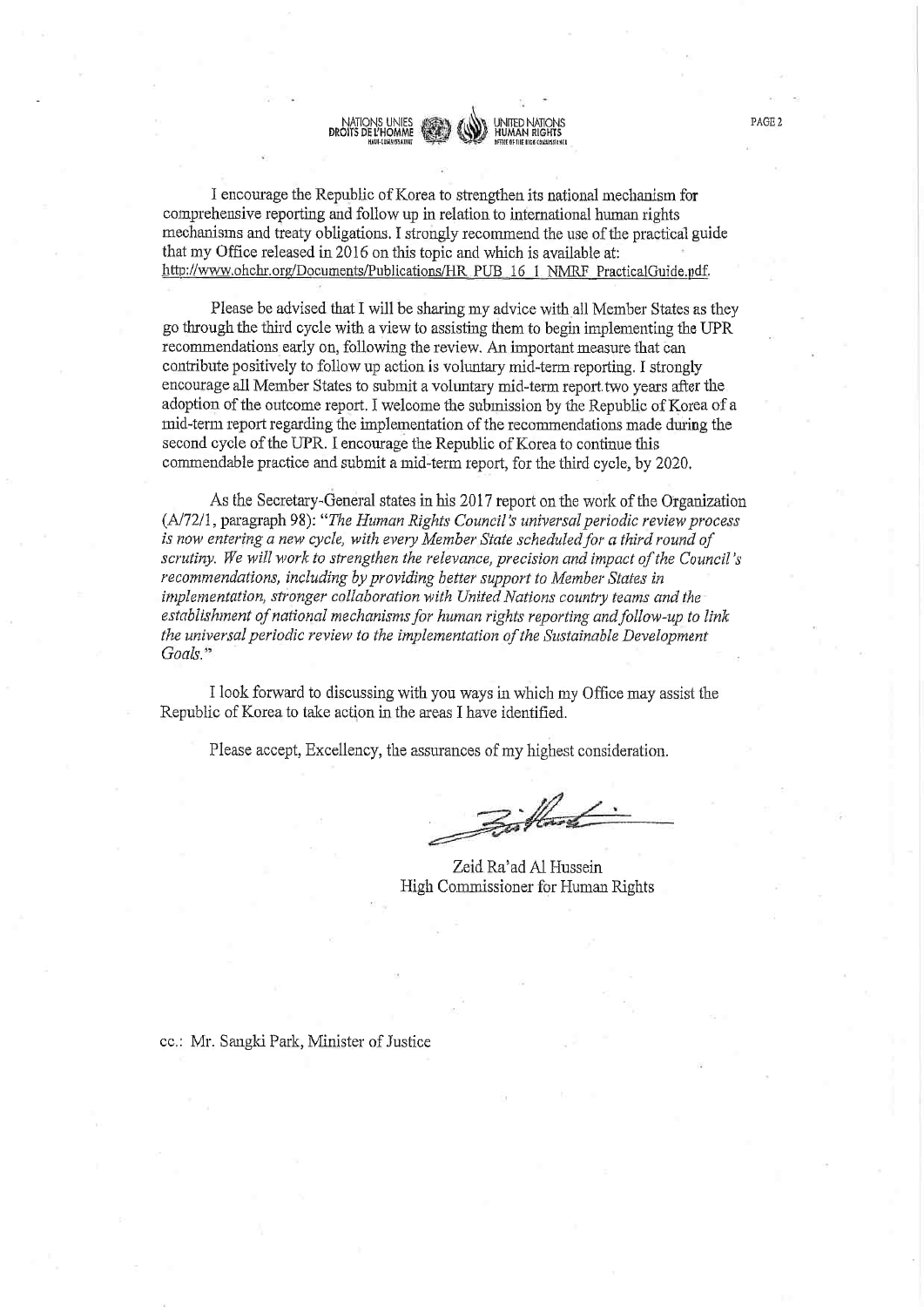I encourage the Republic of Korea to strengthen its national mechanism for comprehensive reporting and follow up in relation to international human rights mechanisms and treaty obligations. I strongly recommend the use of the practical guide that my Office released in 2016 on this topic and which is available at: http://www.ohchr.org/Documents/Publications/HR_PUB_16_1_NMRF_PracticalGuide.pdf.

Please be advised that I will be sharing my advice with all Member States as they go through the third cycle with a view to assisting them to begin implementing the UPR recommendations early on, following the review. An important measure that can contribute positively to follow up action is voluntary mid-term reporting. I strongly encourage all Member States to submit a voluntary mid-term report two years after the adoption of the outcome report. I welcome the submission by the Republic of Korea of a mid-term report regarding the implementation of the recommendations made during the second cycle of the UPR. I encourage the Republic of Korea to continue this commendable practice and submit a mid-term report, for the third cycle, by 2020.

As the Secretary-General states in his 2017 report on the work of the Organization (A/72/1, paragraph 98): "*The Human Rights Council's universal periodic review process is now entering a new cycle, with every Member State scheduled for a third round of scrutiny. We will work to strengthen the relevance, precision and impact of the Council's recommendations, including by providing better support to Member States in implementation, stronger collaboration with United Nations country teams and the establishment of national mechanisms for human rights reporting and follow-up to link the universal periodic review to the implementation of the Sustainable Development Goals.*"

I look forward to discussing with you ways in which my Office may assist the Republic of Korea to take action in the areas I have identified.

Please accept, Excellency, the assurances of my highest consideration.

Zeid Ra'ad Al Hussein
High Commissioner for Human Rights

cc.: Mr. Sangki Park, Minister of Justice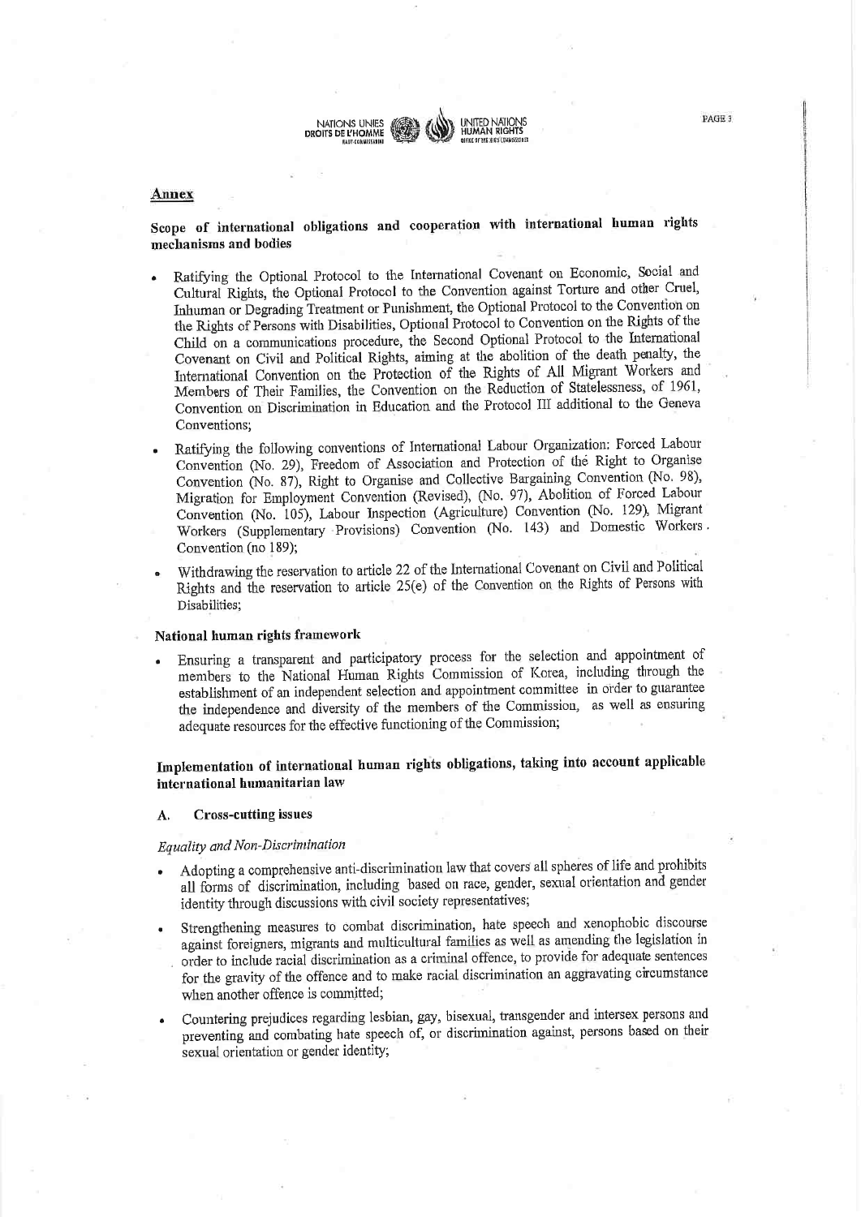## Annex

### Scope of international obligations and cooperation with international human rights mechanisms and bodies

- Ratifying the Optional Protocol to the International Covenant on Economic, Social and Cultural Rights, the Optional Protocol to the Convention against Torture and other Cruel, Inhuman or Degrading Treatment or Punishment, the Optional Protocol to the Convention on the Rights of Persons with Disabilities, Optional Protocol to Convention on the Rights of the Child on a communications procedure, the Second Optional Protocol to the International Covenant on Civil and Political Rights, aiming at the abolition of the death penalty, the International Convention on the Protection of the Rights of All Migrant Workers and Members of Their Families, the Convention on the Reduction of Statelessness, of 1961, Convention on Discrimination in Education and the Protocol III additional to the Geneva Conventions;
- Ratifying the following conventions of International Labour Organization: Forced Labour Convention (No. 29), Freedom of Association and Protection of the Right to Organise Convention (No. 87), Right to Organise and Collective Bargaining Convention (No. 98), Migration for Employment Convention (Revised), (No. 97), Abolition of Forced Labour Convention (No. 105), Labour Inspection (Agriculture) Convention (No. 129), Migrant Workers (Supplementary Provisions) Convention (No. 143) and Domestic Workers Convention (no 189);
- Withdrawing the reservation to article 22 of the International Covenant on Civil and Political Rights and the reservation to article 25(e) of the Convention on the Rights of Persons with Disabilities;

### National human rights framework

- Ensuring a transparent and participatory process for the selection and appointment of members to the National Human Rights Commission of Korea, including through the establishment of an independent selection and appointment committee in order to guarantee the independence and diversity of the members of the Commission, as well as ensuring adequate resources for the effective functioning of the Commission;

### Implementation of international human rights obligations, taking into account applicable international humanitarian law

#### A. Cross-cutting issues

*Equality and Non-Discrimination*

- Adopting a comprehensive anti-discrimination law that covers all spheres of life and prohibits all forms of discrimination, including based on race, gender, sexual orientation and gender identity through discussions with civil society representatives;
- Strengthening measures to combat discrimination, hate speech and xenophobic discourse against foreigners, migrants and multicultural families as well as amending the legislation in order to include racial discrimination as a criminal offence, to provide for adequate sentences for the gravity of the offence and to make racial discrimination an aggravating circumstance when another offence is committed;
- Countering prejudices regarding lesbian, gay, bisexual, transgender and intersex persons and preventing and combating hate speech of, or discrimination against, persons based on their sexual orientation or gender identity;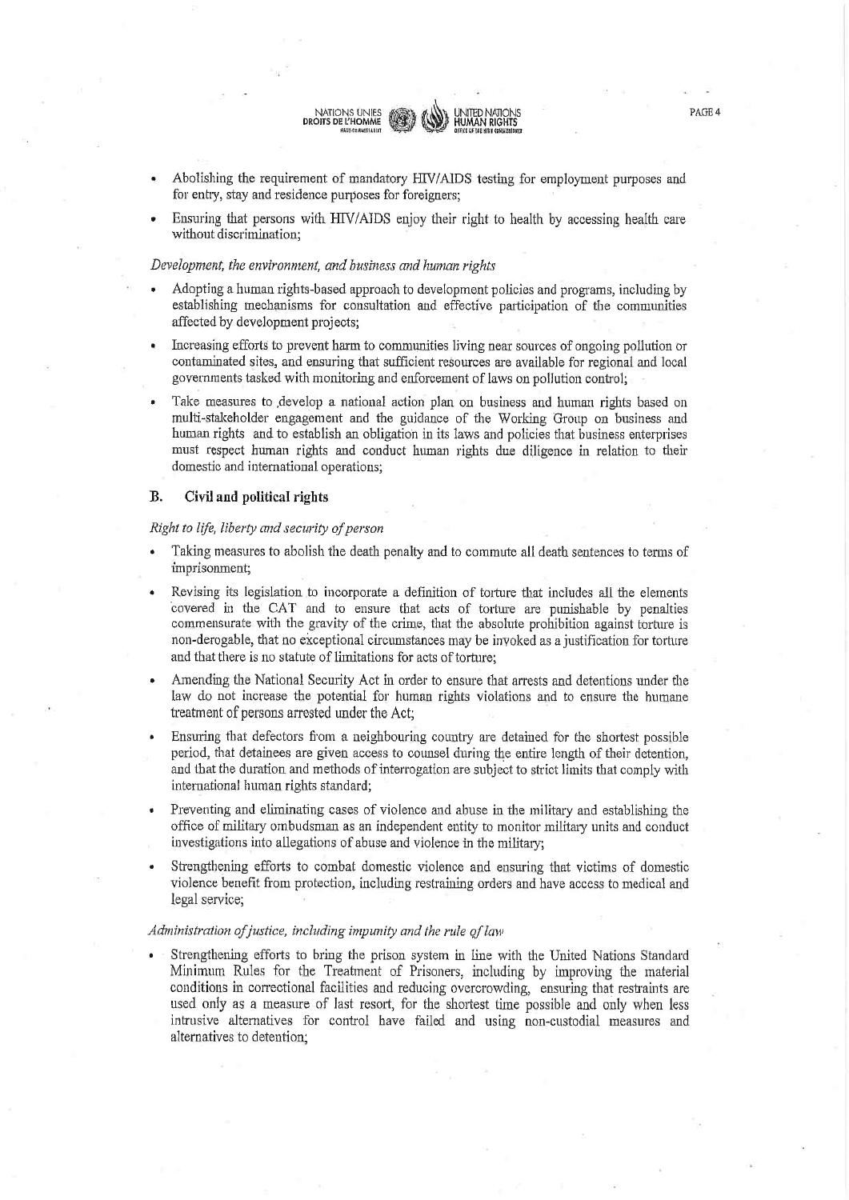- Abolishing the requirement of mandatory HIV/AIDS testing for employment purposes and for entry, stay and residence purposes for foreigners;
- Ensuring that persons with HIV/AIDS enjoy their right to health by accessing health care without discrimination;

*Development, the environment, and business and human rights*

- Adopting a human rights-based approach to development policies and programs, including by establishing mechanisms for consultation and effective participation of the communities affected by development projects;
- Increasing efforts to prevent harm to communities living near sources of ongoing pollution or contaminated sites, and ensuring that sufficient resources are available for regional and local governments tasked with monitoring and enforcement of laws on pollution control;
- Take measures to develop a national action plan on business and human rights based on multi-stakeholder engagement and the guidance of the Working Group on business and human rights and to establish an obligation in its laws and policies that business enterprises must respect human rights and conduct human rights due diligence in relation to their domestic and international operations;

## B. Civil and political rights

*Right to life, liberty and security of person*

- Taking measures to abolish the death penalty and to commute all death sentences to terms of imprisonment;
- Revising its legislation to incorporate a definition of torture that includes all the elements covered in the CAT and to ensure that acts of torture are punishable by penalties commensurate with the gravity of the crime, that the absolute prohibition against torture is non-derogable, that no exceptional circumstances may be invoked as a justification for torture and that there is no statute of limitations for acts of torture;
- Amending the National Security Act in order to ensure that arrests and detentions under the law do not increase the potential for human rights violations and to ensure the humane treatment of persons arrested under the Act;
- Ensuring that defectors from a neighbouring country are detained for the shortest possible period, that detainees are given access to counsel during the entire length of their detention, and that the duration and methods of interrogation are subject to strict limits that comply with international human rights standard;
- Preventing and eliminating cases of violence and abuse in the military and establishing the office of military ombudsman as an independent entity to monitor military units and conduct investigations into allegations of abuse and violence in the military;
- Strengthening efforts to combat domestic violence and ensuring that victims of domestic violence benefit from protection, including restraining orders and have access to medical and legal service;

*Administration of justice, including impunity and the rule of law*

- Strengthening efforts to bring the prison system in line with the United Nations Standard Minimum Rules for the Treatment of Prisoners, including by improving the material conditions in correctional facilities and reducing overcrowding, ensuring that restraints are used only as a measure of last resort, for the shortest time possible and only when less intrusive alternatives for control have failed and using non-custodial measures and alternatives to detention;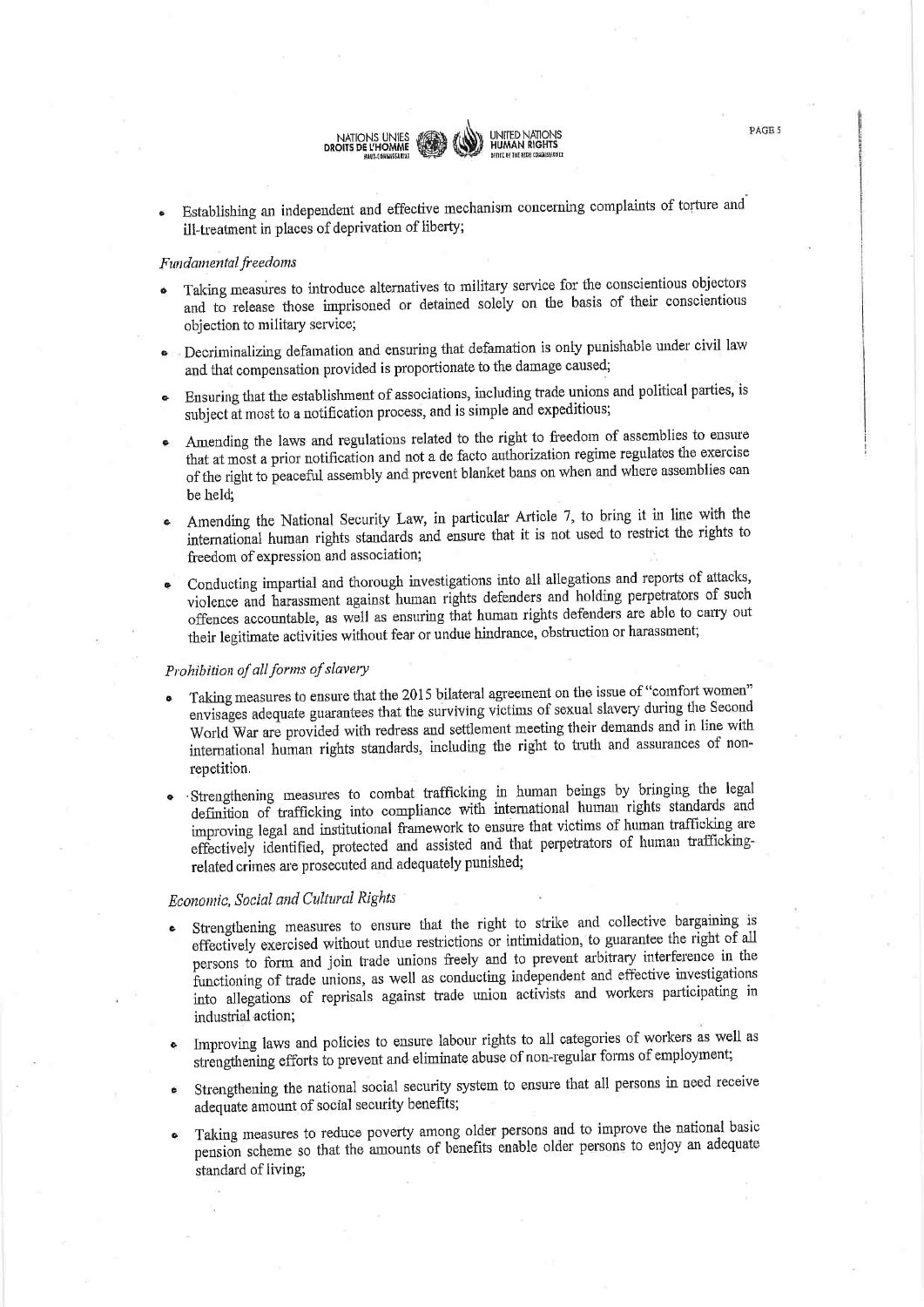- Establishing an independent and effective mechanism concerning complaints of torture and ill-treatment in places of deprivation of liberty;

*Fundamental freedoms*

- Taking measures to introduce alternatives to military service for the conscientious objectors and to release those imprisoned or detained solely on the basis of their conscientious objection to military service;
- Decriminalizing defamation and ensuring that defamation is only punishable under civil law and that compensation provided is proportionate to the damage caused;
- Ensuring that the establishment of associations, including trade unions and political parties, is subject at most to a notification process, and is simple and expeditious;
- Amending the laws and regulations related to the right to freedom of assemblies to ensure that at most a prior notification and not a de facto authorization regime regulates the exercise of the right to peaceful assembly and prevent blanket bans on when and where assemblies can be held;
- Amending the National Security Law, in particular Article 7, to bring it in line with the international human rights standards and ensure that it is not used to restrict the rights to freedom of expression and association;
- Conducting impartial and thorough investigations into all allegations and reports of attacks, violence and harassment against human rights defenders and holding perpetrators of such offences accountable, as well as ensuring that human rights defenders are able to carry out their legitimate activities without fear or undue hindrance, obstruction or harassment;

*Prohibition of all forms of slavery*

- Taking measures to ensure that the 2015 bilateral agreement on the issue of "comfort women" envisages adequate guarantees that the surviving victims of sexual slavery during the Second World War are provided with redress and settlement meeting their demands and in line with international human rights standards, including the right to truth and assurances of non-repetition.
- Strengthening measures to combat trafficking in human beings by bringing the legal definition of trafficking into compliance with international human rights standards and improving legal and institutional framework to ensure that victims of human trafficking are effectively identified, protected and assisted and that perpetrators of human trafficking-related crimes are prosecuted and adequately punished;

*Economic, Social and Cultural Rights*

- Strengthening measures to ensure that the right to strike and collective bargaining is effectively exercised without undue restrictions or intimidation, to guarantee the right of all persons to form and join trade unions freely and to prevent arbitrary interference in the functioning of trade unions, as well as conducting independent and effective investigations into allegations of reprisals against trade union activists and workers participating in industrial action;
- Improving laws and policies to ensure labour rights to all categories of workers as well as strengthening efforts to prevent and eliminate abuse of non-regular forms of employment;
- Strengthening the national social security system to ensure that all persons in need receive adequate amount of social security benefits;
- Taking measures to reduce poverty among older persons and to improve the national basic pension scheme so that the amounts of benefits enable older persons to enjoy an adequate standard of living;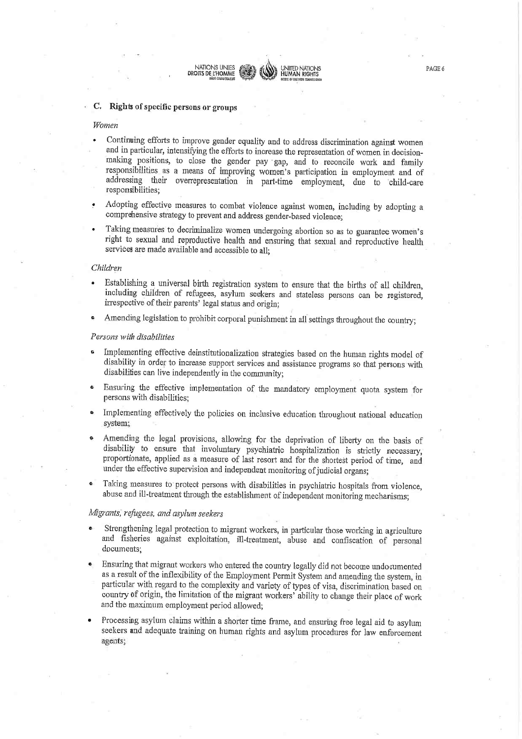## C. Rights of specific persons or groups

*Women*

- Continuing efforts to improve gender equality and to address discrimination against women and in particular, intensifying the efforts to increase the representation of women in decision-making positions, to close the gender pay gap, and to reconcile work and family responsibilities as a means of improving women's participation in employment and of addressing their overrepresentation in part-time employment, due to child-care responsibilities;
- Adopting effective measures to combat violence against women, including by adopting a comprehensive strategy to prevent and address gender-based violence;
- Taking measures to decriminalize women undergoing abortion so as to guarantee women's right to sexual and reproductive health and ensuring that sexual and reproductive health services are made available and accessible to all;

*Children*

- Establishing a universal birth registration system to ensure that the births of all children, including children of refugees, asylum seekers and stateless persons can be registered, irrespective of their parents' legal status and origin;
- Amending legislation to prohibit corporal punishment in all settings throughout the country;

*Persons with disabilities*

- Implementing effective deinstitutionalization strategies based on the human rights model of disability in order to increase support services and assistance programs so that persons with disabilities can live independently in the community;
- Ensuring the effective implementation of the mandatory employment quota system for persons with disabilities;
- Implementing effectively the policies on inclusive education throughout national education system;
- Amending the legal provisions, allowing for the deprivation of liberty on the basis of disability to ensure that involuntary psychiatric hospitalization is strictly necessary, proportionate, applied as a measure of last resort and for the shortest period of time, and under the effective supervision and independent monitoring of judicial organs;
- Taking measures to protect persons with disabilities in psychiatric hospitals from violence, abuse and ill-treatment through the establishment of independent monitoring mechanisms;

*Migrants, refugees, and asylum seekers*

- Strengthening legal protection to migrant workers, in particular those working in agriculture and fisheries against exploitation, ill-treatment, abuse and confiscation of personal documents;
- Ensuring that migrant workers who entered the country legally did not become undocumented as a result of the inflexibility of the Employment Permit System and amending the system, in particular with regard to the complexity and variety of types of visa, discrimination based on country of origin, the limitation of the migrant workers' ability to change their place of work and the maximum employment period allowed;
- Processing asylum claims within a shorter time frame, and ensuring free legal aid to asylum seekers and adequate training on human rights and asylum procedures for law enforcement agents;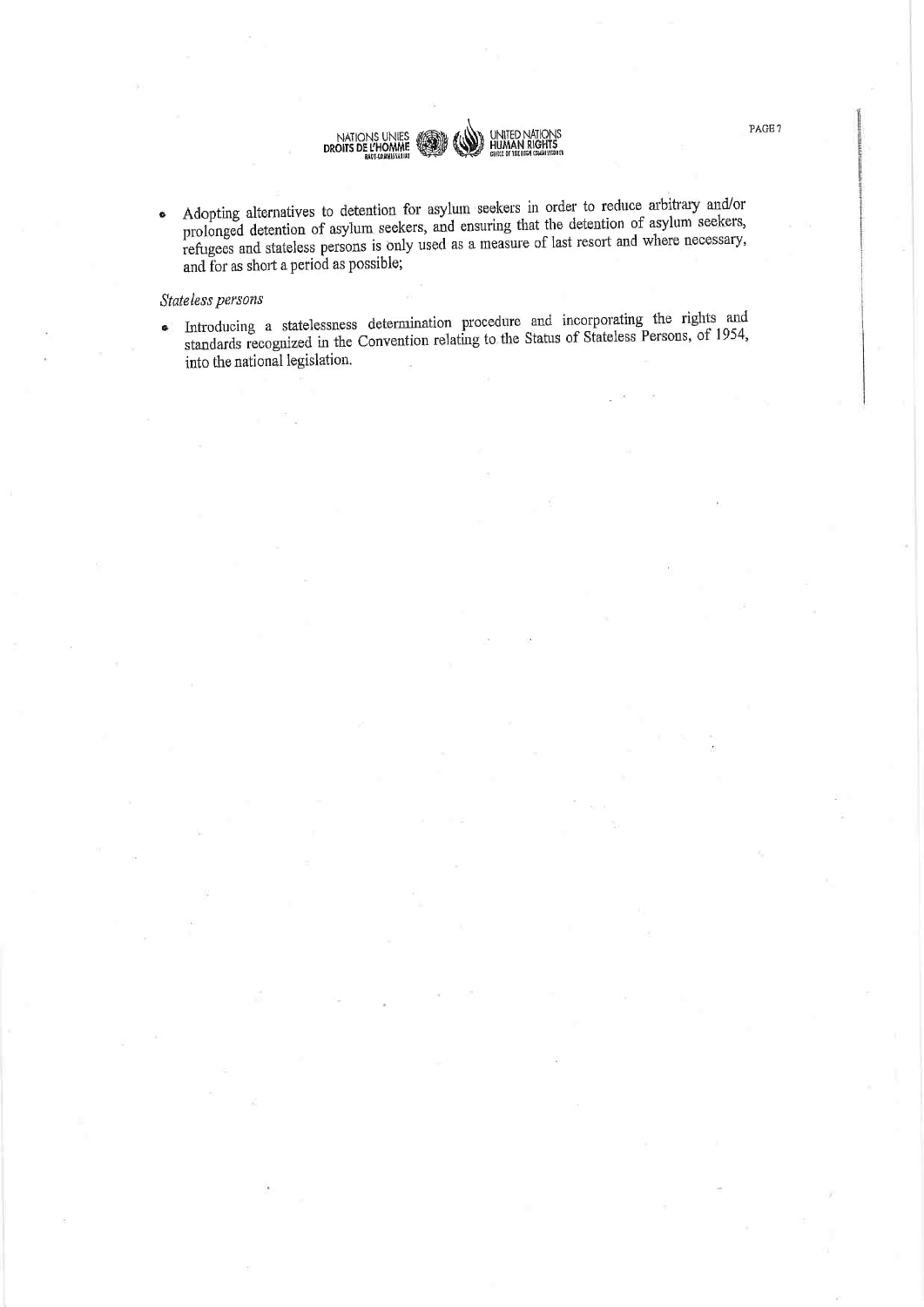- Adopting alternatives to detention for asylum seekers in order to reduce arbitrary and/or prolonged detention of asylum seekers, and ensuring that the detention of asylum seekers, refugees and stateless persons is only used as a measure of last resort and where necessary, and for as short a period as possible;

*Stateless persons*

- Introducing a statelessness determination procedure and incorporating the rights and standards recognized in the Convention relating to the Status of Stateless Persons, of 1954, into the national legislation.